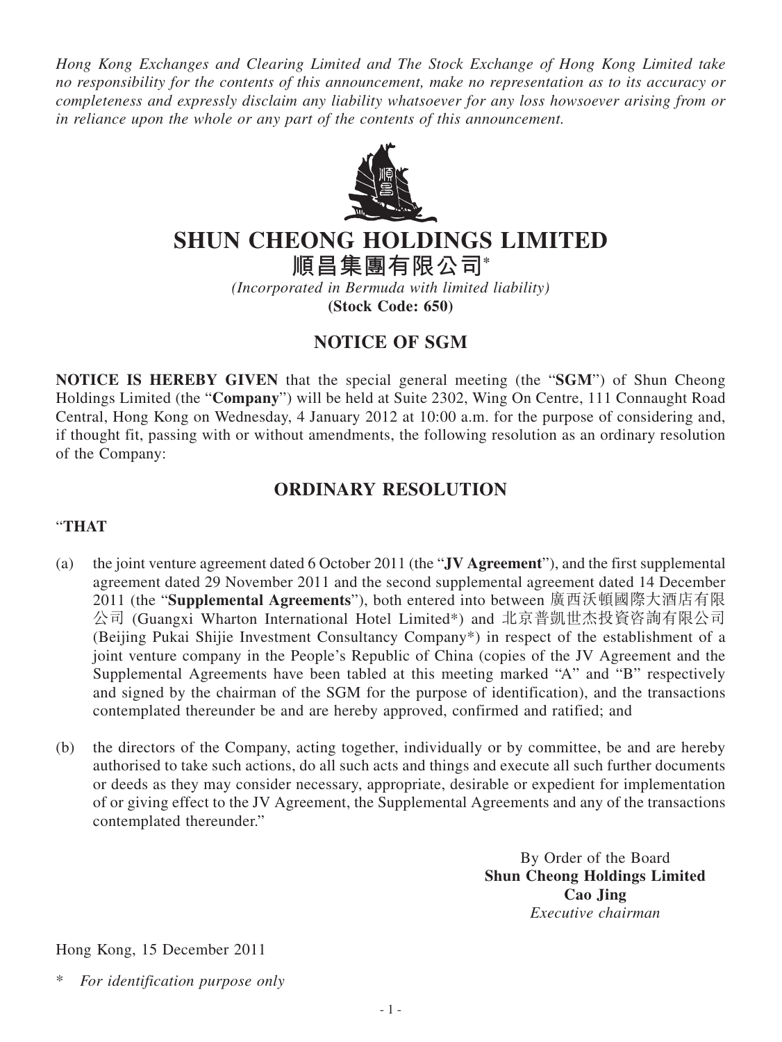*Hong Kong Exchanges and Clearing Limited and The Stock Exchange of Hong Kong Limited take no responsibility for the contents of this announcement, make no representation as to its accuracy or completeness and expressly disclaim any liability whatsoever for any loss howsoever arising from or in reliance upon the whole or any part of the contents of this announcement.*

# SHUN CHEONG HOLDINGS LIMITED
# 順昌集團有限公司*

*(Incorporated in Bermuda with limited liability)*
**(Stock Code: 650)**

## NOTICE OF SGM

**NOTICE IS HEREBY GIVEN** that the special general meeting (the "**SGM**") of Shun Cheong Holdings Limited (the "**Company**") will be held at Suite 2302, Wing On Centre, 111 Connaught Road Central, Hong Kong on Wednesday, 4 January 2012 at 10:00 a.m. for the purpose of considering and, if thought fit, passing with or without amendments, the following resolution as an ordinary resolution of the Company:

## ORDINARY RESOLUTION

"**THAT**

(a) the joint venture agreement dated 6 October 2011 (the "**JV Agreement**"), and the first supplemental agreement dated 29 November 2011 and the second supplemental agreement dated 14 December 2011 (the "**Supplemental Agreements**"), both entered into between 廣西沃頓國際大酒店有限公司 (Guangxi Wharton International Hotel Limited*) and 北京普凱世杰投資咨詢有限公司 (Beijing Pukai Shijie Investment Consultancy Company*) in respect of the establishment of a joint venture company in the People's Republic of China (copies of the JV Agreement and the Supplemental Agreements have been tabled at this meeting marked "A" and "B" respectively and signed by the chairman of the SGM for the purpose of identification), and the transactions contemplated thereunder be and are hereby approved, confirmed and ratified; and

(b) the directors of the Company, acting together, individually or by committee, be and are hereby authorised to take such actions, do all such acts and things and execute all such further documents or deeds as they may consider necessary, appropriate, desirable or expedient for implementation of or giving effect to the JV Agreement, the Supplemental Agreements and any of the transactions contemplated thereunder."

By Order of the Board
**Shun Cheong Holdings Limited**
**Cao Jing**
*Executive chairman*

Hong Kong, 15 December 2011

\* *For identification purpose only*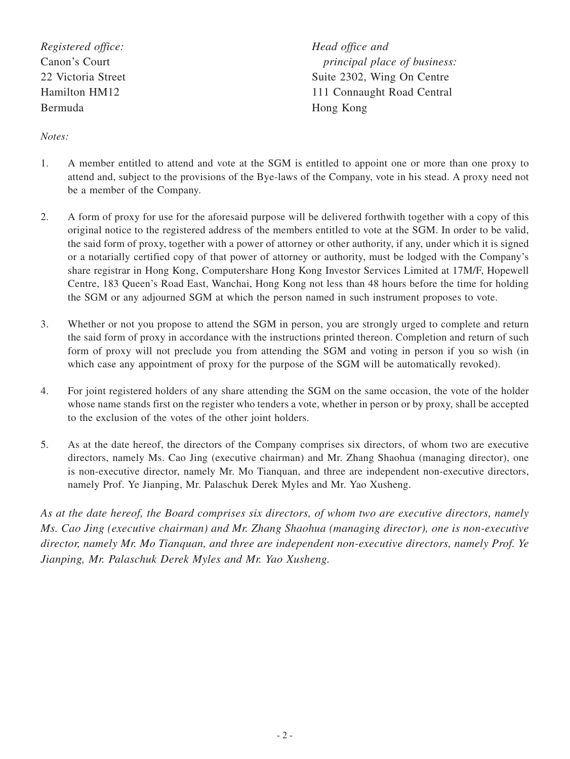*Registered office:*
Canon's Court
22 Victoria Street
Hamilton HM12
Bermuda

*Head office and principal place of business:*
Suite 2302, Wing On Centre
111 Connaught Road Central
Hong Kong

*Notes:*

1. A member entitled to attend and vote at the SGM is entitled to appoint one or more than one proxy to attend and, subject to the provisions of the Bye-laws of the Company, vote in his stead. A proxy need not be a member of the Company.

2. A form of proxy for use for the aforesaid purpose will be delivered forthwith together with a copy of this original notice to the registered address of the members entitled to vote at the SGM. In order to be valid, the said form of proxy, together with a power of attorney or other authority, if any, under which it is signed or a notarially certified copy of that power of attorney or authority, must be lodged with the Company's share registrar in Hong Kong, Computershare Hong Kong Investor Services Limited at 17M/F, Hopewell Centre, 183 Queen's Road East, Wanchai, Hong Kong not less than 48 hours before the time for holding the SGM or any adjourned SGM at which the person named in such instrument proposes to vote.

3. Whether or not you propose to attend the SGM in person, you are strongly urged to complete and return the said form of proxy in accordance with the instructions printed thereon. Completion and return of such form of proxy will not preclude you from attending the SGM and voting in person if you so wish (in which case any appointment of proxy for the purpose of the SGM will be automatically revoked).

4. For joint registered holders of any share attending the SGM on the same occasion, the vote of the holder whose name stands first on the register who tenders a vote, whether in person or by proxy, shall be accepted to the exclusion of the votes of the other joint holders.

5. As at the date hereof, the directors of the Company comprises six directors, of whom two are executive directors, namely Ms. Cao Jing (executive chairman) and Mr. Zhang Shaohua (managing director), one is non-executive director, namely Mr. Mo Tianquan, and three are independent non-executive directors, namely Prof. Ye Jianping, Mr. Palaschuk Derek Myles and Mr. Yao Xusheng.

*As at the date hereof, the Board comprises six directors, of whom two are executive directors, namely Ms. Cao Jing (executive chairman) and Mr. Zhang Shaohua (managing director), one is non-executive director, namely Mr. Mo Tianquan, and three are independent non-executive directors, namely Prof. Ye Jianping, Mr. Palaschuk Derek Myles and Mr. Yao Xusheng.*